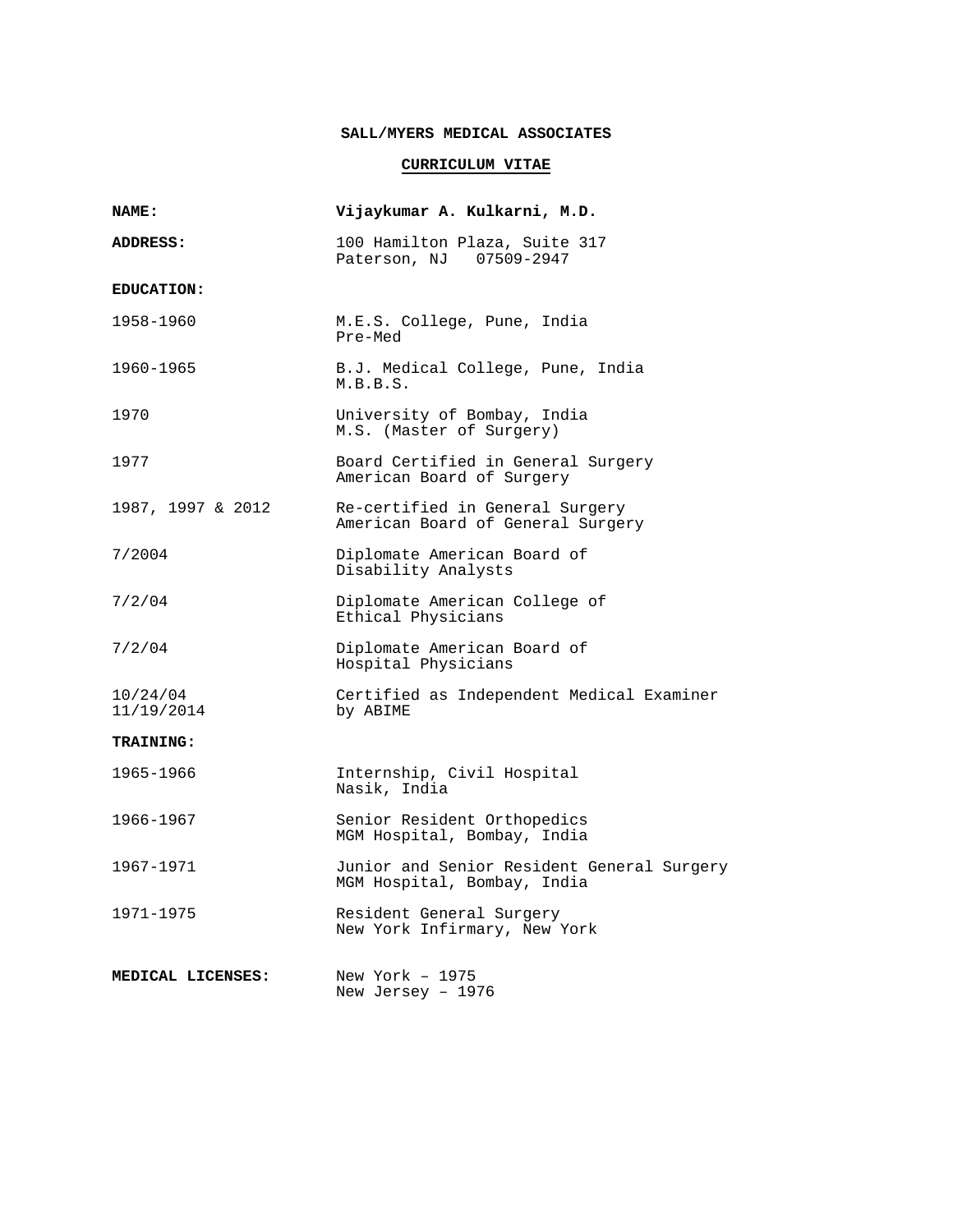**SALL/MYERS MEDICAL ASSOCIATES**

**CURRICULUM VITAE**

| | |
|---|---|
| **NAME:** | **Vijaykumar A. Kulkarni, M.D.** |
| **ADDRESS:** | 100 Hamilton Plaza, Suite 317<br>Paterson, NJ 07509-2947 |

**EDUCATION:**

| | |
|---|---|
| 1958-1960 | M.E.S. College, Pune, India<br>Pre-Med |
| 1960-1965 | B.J. Medical College, Pune, India<br>M.B.B.S. |
| 1970 | University of Bombay, India<br>M.S. (Master of Surgery) |
| 1977 | Board Certified in General Surgery<br>American Board of Surgery |
| 1987, 1997 & 2012 | Re-certified in General Surgery<br>American Board of General Surgery |
| 7/2004 | Diplomate American Board of<br>Disability Analysts |
| 7/2/04 | Diplomate American College of<br>Ethical Physicians |
| 7/2/04 | Diplomate American Board of<br>Hospital Physicians |
| 10/24/04<br>11/19/2014 | Certified as Independent Medical Examiner<br>by ABIME |

**TRAINING:**

| | |
|---|---|
| 1965-1966 | Internship, Civil Hospital<br>Nasik, India |
| 1966-1967 | Senior Resident Orthopedics<br>MGM Hospital, Bombay, India |
| 1967-1971 | Junior and Senior Resident General Surgery<br>MGM Hospital, Bombay, India |
| 1971-1975 | Resident General Surgery<br>New York Infirmary, New York |

| | |
|---|---|
| **MEDICAL LICENSES:** | New York – 1975<br>New Jersey – 1976 |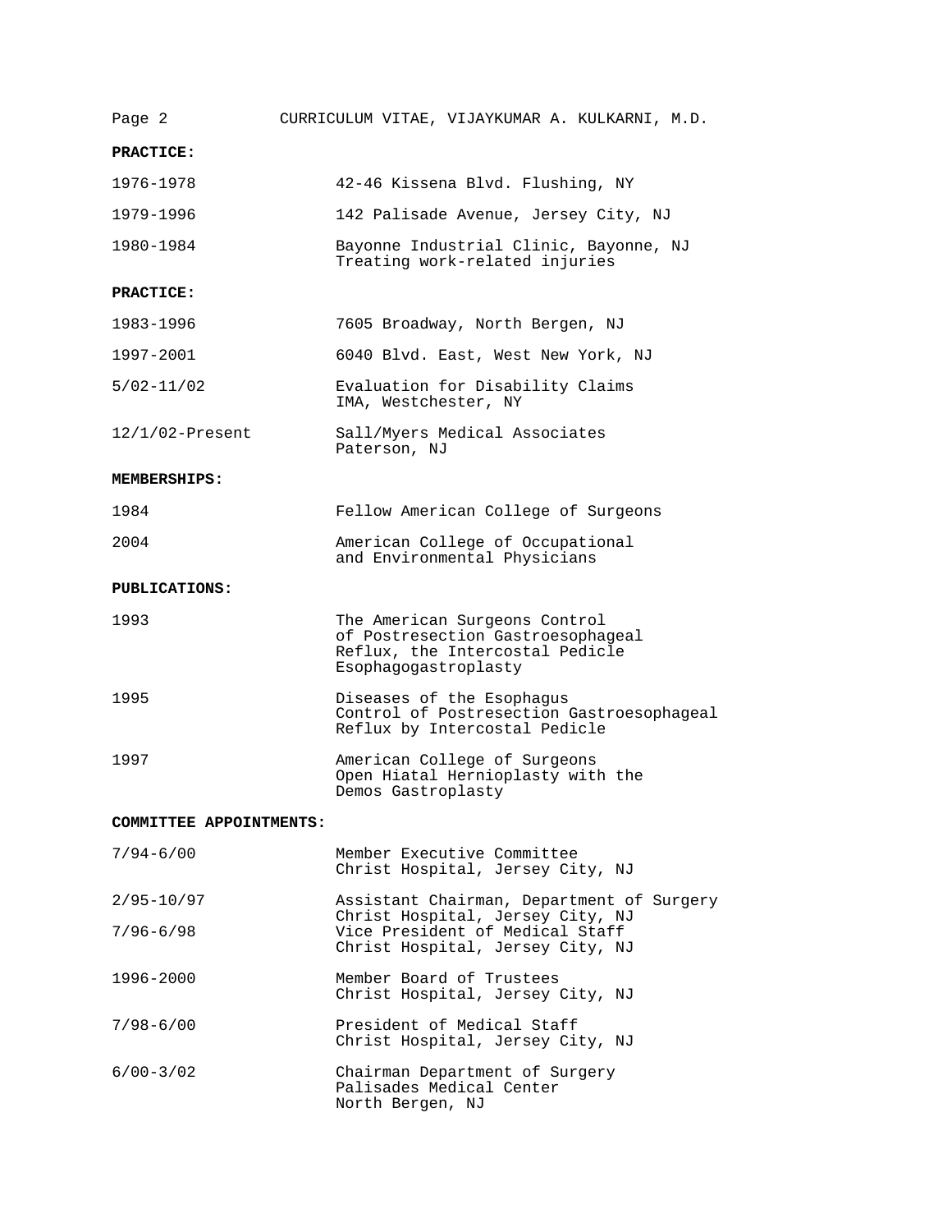**PRACTICE:**

| | |
|---|---|
| 1976-1978 | 42-46 Kissena Blvd. Flushing, NY |
| 1979-1996 | 142 Palisade Avenue, Jersey City, NJ |
| 1980-1984 | Bayonne Industrial Clinic, Bayonne, NJ<br>Treating work-related injuries |

**PRACTICE:**

| | |
|---|---|
| 1983-1996 | 7605 Broadway, North Bergen, NJ |
| 1997-2001 | 6040 Blvd. East, West New York, NJ |
| 5/02-11/02 | Evaluation for Disability Claims<br>IMA, Westchester, NY |
| 12/1/02-Present | Sall/Myers Medical Associates<br>Paterson, NJ |

**MEMBERSHIPS:**

| | |
|---|---|
| 1984 | Fellow American College of Surgeons |
| 2004 | American College of Occupational<br>and Environmental Physicians |

**PUBLICATIONS:**

| | |
|---|---|
| 1993 | The American Surgeons Control<br>of Postresection Gastroesophageal<br>Reflux, the Intercostal Pedicle<br>Esophagogastroplasty |
| 1995 | Diseases of the Esophagus<br>Control of Postresection Gastroesophageal<br>Reflux by Intercostal Pedicle |
| 1997 | American College of Surgeons<br>Open Hiatal Hernioplasty with the<br>Demos Gastroplasty |

**COMMITTEE APPOINTMENTS:**

| | |
|---|---|
| 7/94-6/00 | Member Executive Committee<br>Christ Hospital, Jersey City, NJ |
| 2/95-10/97 | Assistant Chairman, Department of Surgery<br>Christ Hospital, Jersey City, NJ |
| 7/96-6/98 | Vice President of Medical Staff<br>Christ Hospital, Jersey City, NJ |
| 1996-2000 | Member Board of Trustees<br>Christ Hospital, Jersey City, NJ |
| 7/98-6/00 | President of Medical Staff<br>Christ Hospital, Jersey City, NJ |
| 6/00-3/02 | Chairman Department of Surgery<br>Palisades Medical Center<br>North Bergen, NJ |